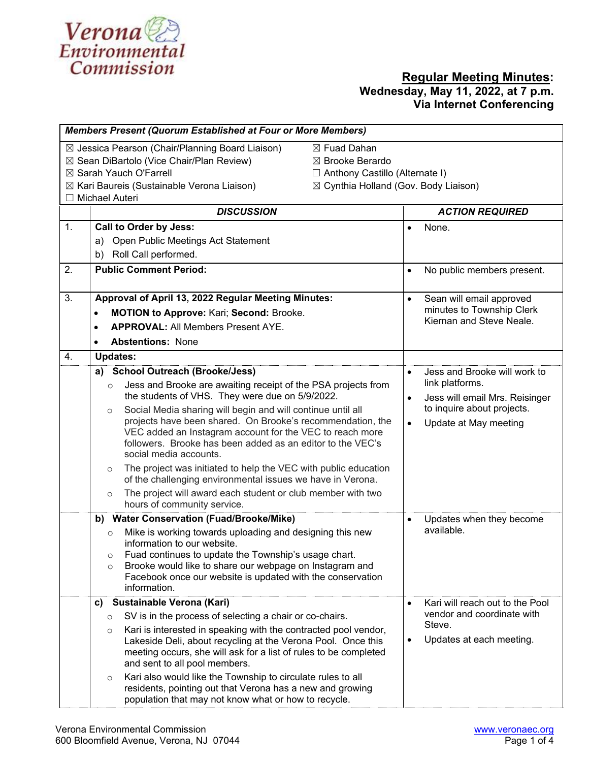Verona Environmental Commission

# Regular Meeting Minutes:

**Wednesday, May 11, 2022, at 7 p.m.**
**Via Internet Conferencing**

***Members Present (Quorum Established at Four or More Members)***

- ☒ Jessica Pearson (Chair/Planning Board Liaison)
- ☒ Sean DiBartolo (Vice Chair/Plan Review)
- ☒ Sarah Yauch O'Farrell
- ☒ Kari Baureis (Sustainable Verona Liaison)
- ☐ Michael Auteri
- ☒ Fuad Dahan
- ☒ Brooke Berardo
- ☐ Anthony Castillo (Alternate I)
- ☒ Cynthia Holland (Gov. Body Liaison)

| | ***DISCUSSION*** | ***ACTION REQUIRED*** |
|---|---|---|
| 1. | **Call to Order by Jess:**<br>a) Open Public Meetings Act Statement<br>b) Roll Call performed. | • None. |
| 2. | **Public Comment Period:** | • No public members present. |
| 3. | **Approval of April 13, 2022 Regular Meeting Minutes:**<br>• **MOTION to Approve:** Kari; **Second:** Brooke.<br>• **APPROVAL:** All Members Present AYE.<br>• **Abstentions:** None | • Sean will email approved minutes to Township Clerk Kiernan and Steve Neale. |
| 4. | **Updates:** | |
| | **a) School Outreach (Brooke/Jess)**<br>○ Jess and Brooke are awaiting receipt of the PSA projects from the students of VHS. They were due on 5/9/2022.<br>○ Social Media sharing will begin and will continue until all projects have been shared. On Brooke's recommendation, the VEC added an Instagram account for the VEC to reach more followers. Brooke has been added as an editor to the VEC's social media accounts.<br>○ The project was initiated to help the VEC with public education of the challenging environmental issues we have in Verona.<br>○ The project will award each student or club member with two hours of community service. | • Jess and Brooke will work to link platforms.<br>• Jess will email Mrs. Reisinger to inquire about projects.<br>• Update at May meeting |
| | **b) Water Conservation (Fuad/Brooke/Mike)**<br>○ Mike is working towards uploading and designing this new information to our website.<br>○ Fuad continues to update the Township's usage chart.<br>○ Brooke would like to share our webpage on Instagram and Facebook once our website is updated with the conservation information. | • Updates when they become available. |
| | **c) Sustainable Verona (Kari)**<br>○ SV is in the process of selecting a chair or co-chairs.<br>○ Kari is interested in speaking with the contracted pool vendor, Lakeside Deli, about recycling at the Verona Pool. Once this meeting occurs, she will ask for a list of rules to be completed and sent to all pool members.<br>○ Kari also would like the Township to circulate rules to all residents, pointing out that Verona has a new and growing population that may not know what or how to recycle. | • Kari will reach out to the Pool vendor and coordinate with Steve.<br>• Updates at each meeting. |

Verona Environmental Commission
600 Bloomfield Avenue, Verona, NJ 07044
www.veronaec.org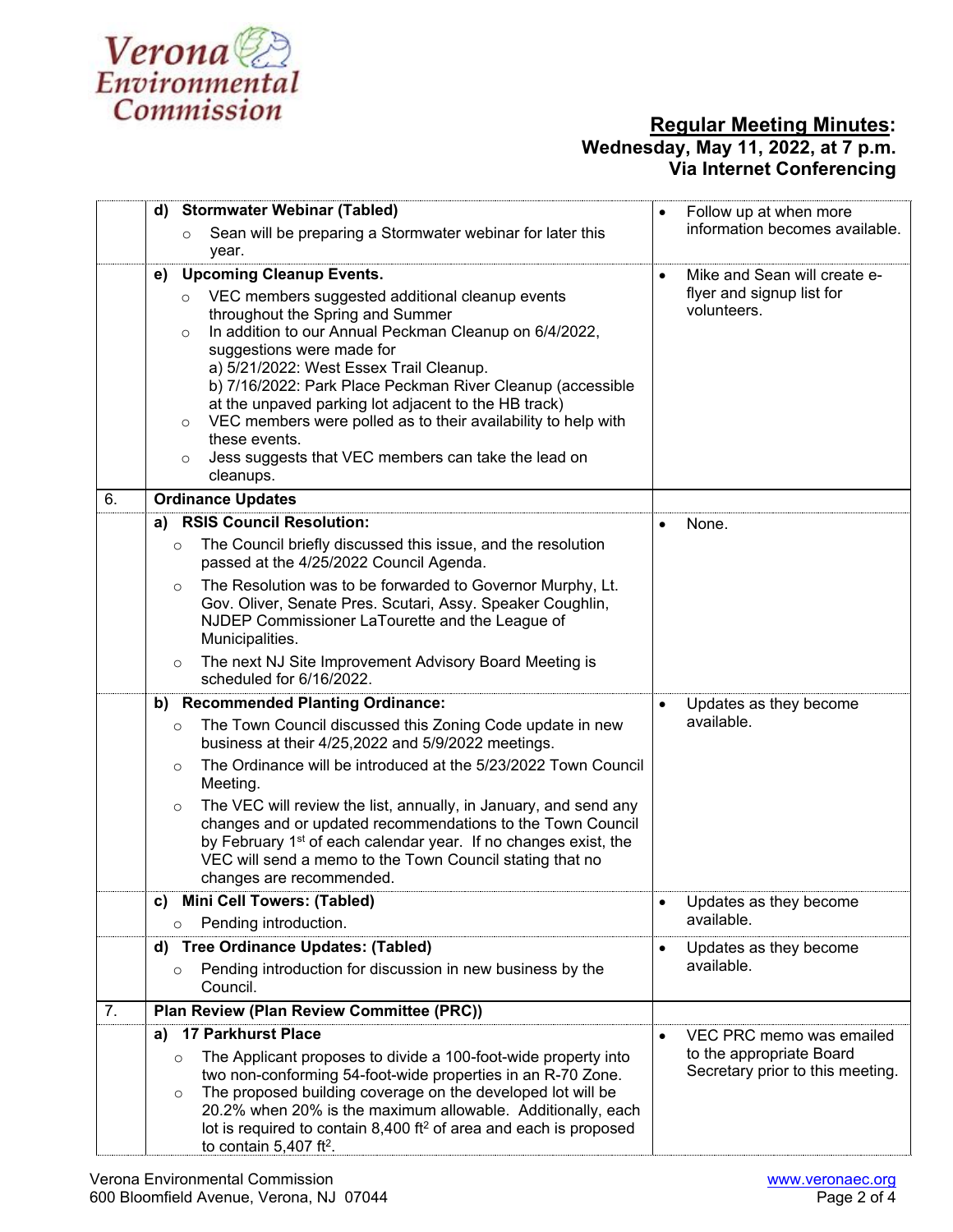**Regular Meeting Minutes:**
**Wednesday, May 11, 2022, at 7 p.m.**
**Via Internet Conferencing**

| | | |
|---|---|---|
| | **d) Stormwater Webinar (Tabled)**<br>○ Sean will be preparing a Stormwater webinar for later this year. | • Follow up at when more information becomes available. |
| | **e) Upcoming Cleanup Events.**<br>○ VEC members suggested additional cleanup events throughout the Spring and Summer<br>○ In addition to our Annual Peckman Cleanup on 6/4/2022, suggestions were made for<br>a) 5/21/2022: West Essex Trail Cleanup.<br>b) 7/16/2022: Park Place Peckman River Cleanup (accessible at the unpaved parking lot adjacent to the HB track)<br>○ VEC members were polled as to their availability to help with these events.<br>○ Jess suggests that VEC members can take the lead on cleanups. | • Mike and Sean will create e-flyer and signup list for volunteers. |
| 6. | **Ordinance Updates** | |
| | **a) RSIS Council Resolution:**<br>○ The Council briefly discussed this issue, and the resolution passed at the 4/25/2022 Council Agenda.<br>○ The Resolution was to be forwarded to Governor Murphy, Lt. Gov. Oliver, Senate Pres. Scutari, Assy. Speaker Coughlin, NJDEP Commissioner LaTourette and the League of Municipalities.<br>○ The next NJ Site Improvement Advisory Board Meeting is scheduled for 6/16/2022. | • None. |
| | **b) Recommended Planting Ordinance:**<br>○ The Town Council discussed this Zoning Code update in new business at their 4/25,2022 and 5/9/2022 meetings.<br>○ The Ordinance will be introduced at the 5/23/2022 Town Council Meeting.<br>○ The VEC will review the list, annually, in January, and send any changes and or updated recommendations to the Town Council by February 1st of each calendar year. If no changes exist, the VEC will send a memo to the Town Council stating that no changes are recommended. | • Updates as they become available. |
| | **c) Mini Cell Towers: (Tabled)**<br>○ Pending introduction. | • Updates as they become available. |
| | **d) Tree Ordinance Updates: (Tabled)**<br>○ Pending introduction for discussion in new business by the Council. | • Updates as they become available. |
| 7. | **Plan Review (Plan Review Committee (PRC))** | |
| | **a) 17 Parkhurst Place**<br>○ The Applicant proposes to divide a 100-foot-wide property into two non-conforming 54-foot-wide properties in an R-70 Zone.<br>○ The proposed building coverage on the developed lot will be 20.2% when 20% is the maximum allowable. Additionally, each lot is required to contain 8,400 $ft^2$ of area and each is proposed to contain 5,407 $ft^2$. | • VEC PRC memo was emailed to the appropriate Board Secretary prior to this meeting. |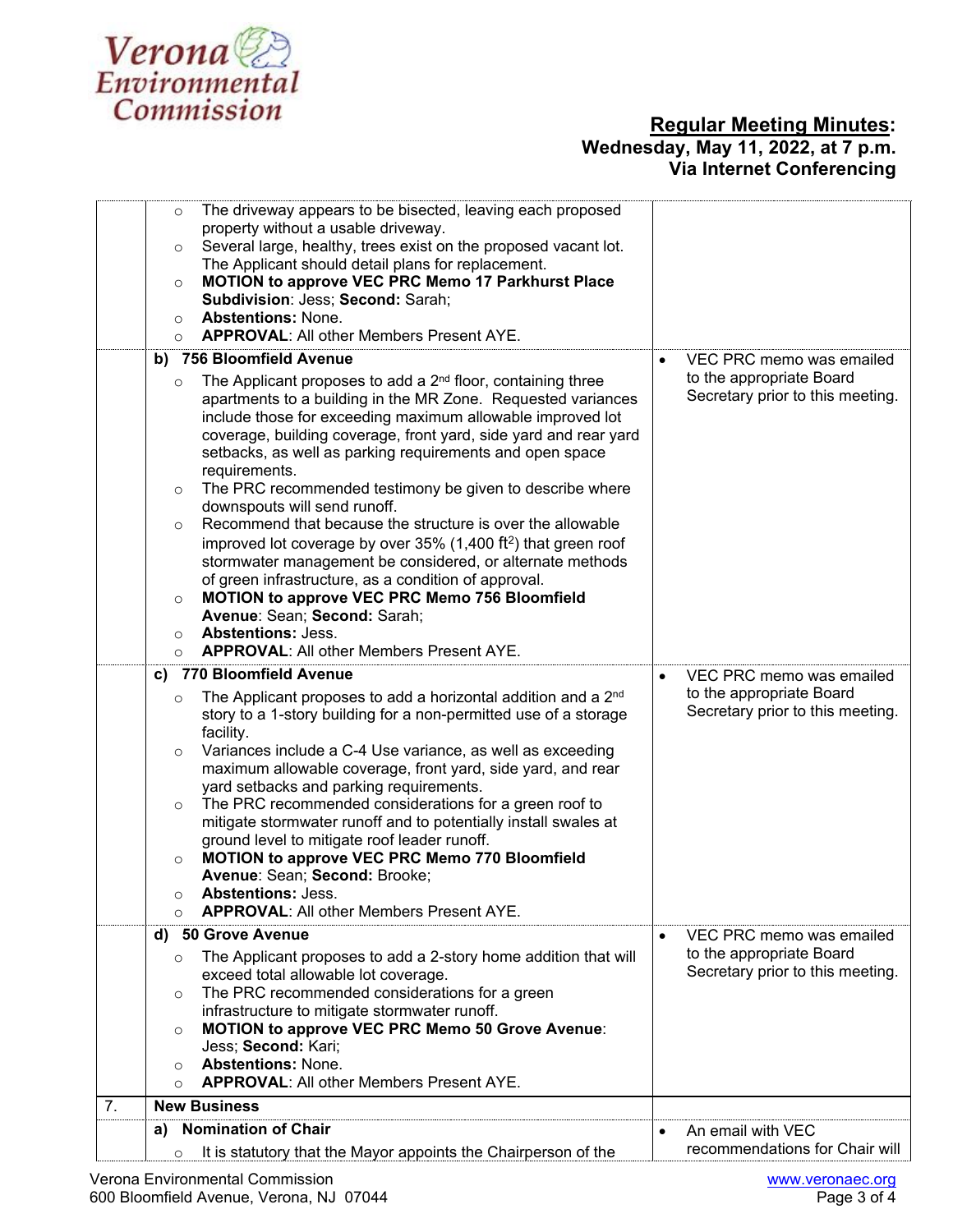| | | |
|---|---|---|
| | ○ The driveway appears to be bisected, leaving each proposed property without a usable driveway.<br>○ Several large, healthy, trees exist on the proposed vacant lot. The Applicant should detail plans for replacement.<br>○ **MOTION to approve VEC PRC Memo 17 Parkhurst Place Subdivision**: Jess; **Second:** Sarah;<br>○ **Abstentions:** None.<br>○ **APPROVAL**: All other Members Present AYE. | |
| | **b) 756 Bloomfield Avenue**<br>○ The Applicant proposes to add a 2nd floor, containing three apartments to a building in the MR Zone. Requested variances include those for exceeding maximum allowable improved lot coverage, building coverage, front yard, side yard and rear yard setbacks, as well as parking requirements and open space requirements.<br>○ The PRC recommended testimony be given to describe where downspouts will send runoff.<br>○ Recommend that because the structure is over the allowable improved lot coverage by over 35% (1,400 $ft^2$) that green roof stormwater management be considered, or alternate methods of green infrastructure, as a condition of approval.<br>○ **MOTION to approve VEC PRC Memo 756 Bloomfield Avenue**: Sean; **Second:** Sarah;<br>○ **Abstentions:** Jess.<br>○ **APPROVAL**: All other Members Present AYE. | • VEC PRC memo was emailed to the appropriate Board Secretary prior to this meeting. |
| | **c) 770 Bloomfield Avenue**<br>○ The Applicant proposes to add a horizontal addition and a 2nd story to a 1-story building for a non-permitted use of a storage facility.<br>○ Variances include a C-4 Use variance, as well as exceeding maximum allowable coverage, front yard, side yard, and rear yard setbacks and parking requirements.<br>○ The PRC recommended considerations for a green roof to mitigate stormwater runoff and to potentially install swales at ground level to mitigate roof leader runoff.<br>○ **MOTION to approve VEC PRC Memo 770 Bloomfield Avenue**: Sean; **Second:** Brooke;<br>○ **Abstentions:** Jess.<br>○ **APPROVAL**: All other Members Present AYE. | • VEC PRC memo was emailed to the appropriate Board Secretary prior to this meeting. |
| | **d) 50 Grove Avenue**<br>○ The Applicant proposes to add a 2-story home addition that will exceed total allowable lot coverage.<br>○ The PRC recommended considerations for a green infrastructure to mitigate stormwater runoff.<br>○ **MOTION to approve VEC PRC Memo 50 Grove Avenue**: Jess; **Second:** Kari;<br>○ **Abstentions:** None.<br>○ **APPROVAL**: All other Members Present AYE. | • VEC PRC memo was emailed to the appropriate Board Secretary prior to this meeting. |
| 7. | **New Business** | |
| | **a) Nomination of Chair**<br>○ It is statutory that the Mayor appoints the Chairperson of the | • An email with VEC recommendations for Chair will |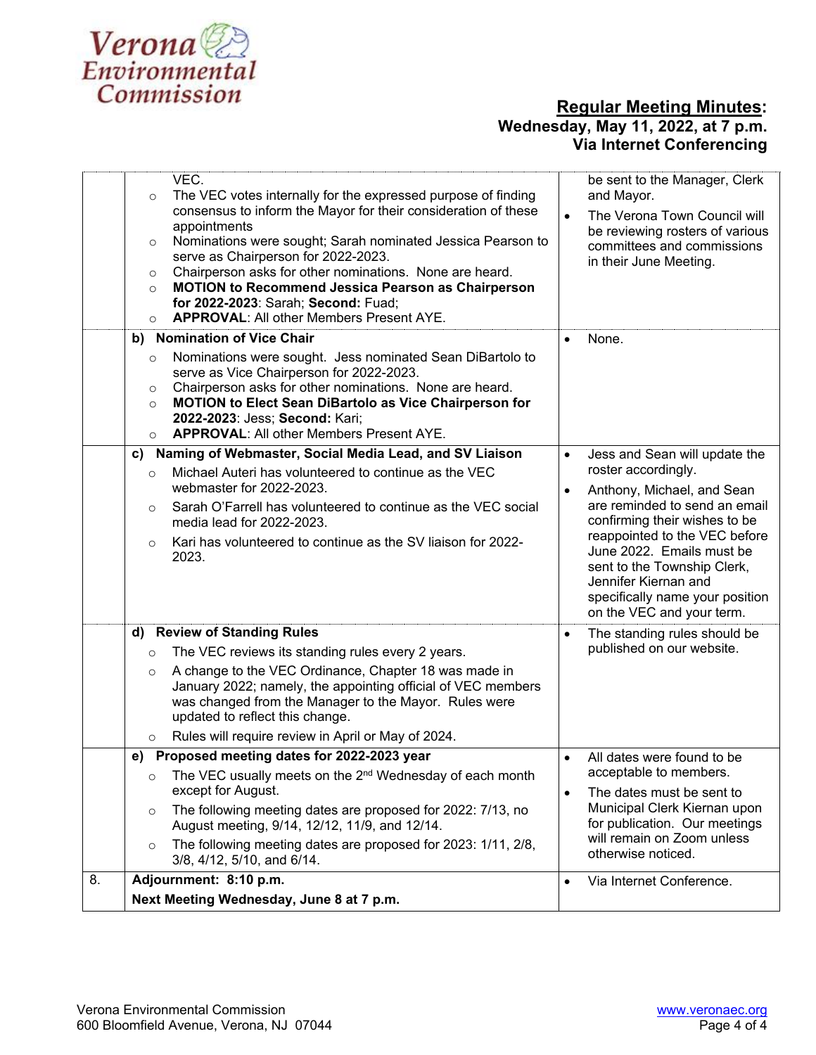# Regular Meeting Minutes:
## Wednesday, May 11, 2022, at 7 p.m.
## Via Internet Conferencing

| | | |
|---|---|---|
| | VEC.<br>○ The VEC votes internally for the expressed purpose of finding consensus to inform the Mayor for their consideration of these appointments<br>○ Nominations were sought; Sarah nominated Jessica Pearson to serve as Chairperson for 2022-2023.<br>○ Chairperson asks for other nominations. None are heard.<br>○ **MOTION to Recommend Jessica Pearson as Chairperson for 2022-2023**: Sarah; **Second:** Fuad;<br>○ **APPROVAL**: All other Members Present AYE. | be sent to the Manager, Clerk and Mayor.<br>• The Verona Town Council will be reviewing rosters of various committees and commissions in their June Meeting. |
| | **b) Nomination of Vice Chair**<br>○ Nominations were sought. Jess nominated Sean DiBartolo to serve as Vice Chairperson for 2022-2023.<br>○ Chairperson asks for other nominations. None are heard.<br>○ **MOTION to Elect Sean DiBartolo as Vice Chairperson for 2022-2023**: Jess; **Second:** Kari;<br>○ **APPROVAL**: All other Members Present AYE. | • None. |
| | **c) Naming of Webmaster, Social Media Lead, and SV Liaison**<br>○ Michael Auteri has volunteered to continue as the VEC webmaster for 2022-2023.<br>○ Sarah O'Farrell has volunteered to continue as the VEC social media lead for 2022-2023.<br>○ Kari has volunteered to continue as the SV liaison for 2022-2023. | • Jess and Sean will update the roster accordingly.<br>• Anthony, Michael, and Sean are reminded to send an email confirming their wishes to be reappointed to the VEC before June 2022. Emails must be sent to the Township Clerk, Jennifer Kiernan and specifically name your position on the VEC and your term. |
| | **d) Review of Standing Rules**<br>○ The VEC reviews its standing rules every 2 years.<br>○ A change to the VEC Ordinance, Chapter 18 was made in January 2022; namely, the appointing official of VEC members was changed from the Manager to the Mayor. Rules were updated to reflect this change.<br>○ Rules will require review in April or May of 2024. | • The standing rules should be published on our website. |
| | **e) Proposed meeting dates for 2022-2023 year**<br>○ The VEC usually meets on the 2nd Wednesday of each month except for August.<br>○ The following meeting dates are proposed for 2022: 7/13, no August meeting, 9/14, 12/12, 11/9, and 12/14.<br>○ The following meeting dates are proposed for 2023: 1/11, 2/8, 3/8, 4/12, 5/10, and 6/14. | • All dates were found to be acceptable to members.<br>• The dates must be sent to Municipal Clerk Kiernan upon for publication. Our meetings will remain on Zoom unless otherwise noticed. |
| 8. | **Adjournment: 8:10 p.m.**<br>**Next Meeting Wednesday, June 8 at 7 p.m.** | • Via Internet Conference. |

Verona Environmental Commission
600 Bloomfield Avenue, Verona, NJ 07044

www.veronaec.org